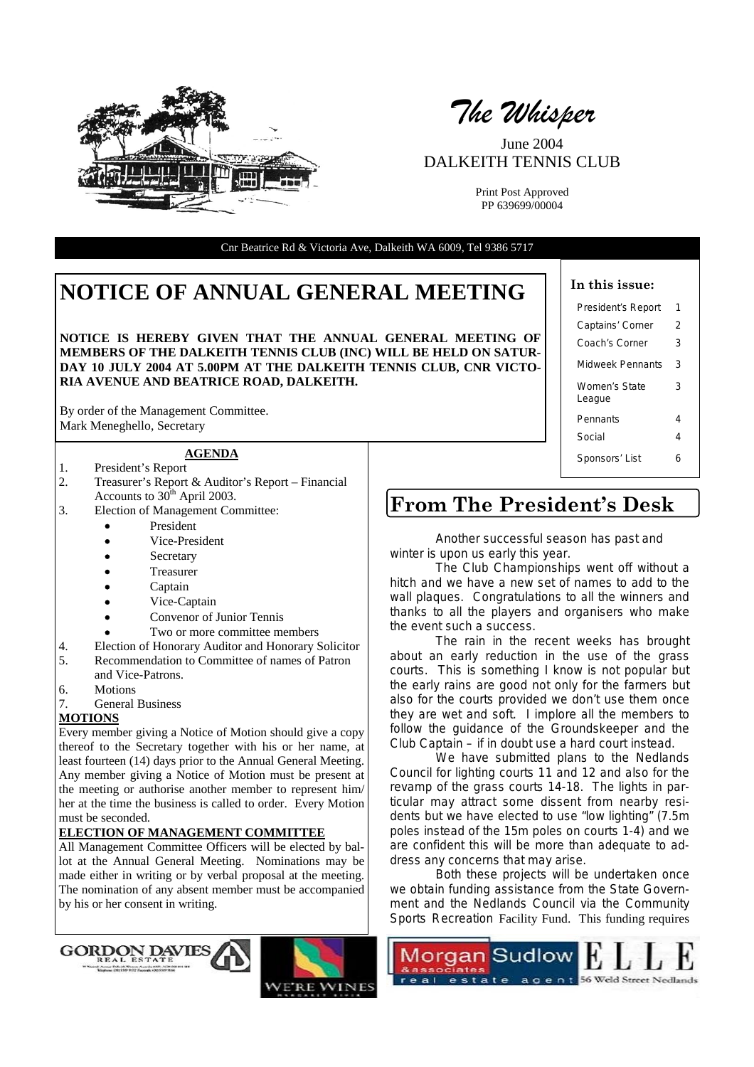# *The Whisper*

June 2004
DALKEITH TENNIS CLUB

Print Post Approved
PP 639699/00004

Cnr Beatrice Rd & Victoria Ave, Dalkeith WA 6009, Tel 9386 5717

**In this issue:**

| | |
|---|---|
| President's Report | 1 |
| Captains' Corner | 2 |
| Coach's Corner | 3 |
| Midweek Pennants | 3 |
| Women's State League | 3 |
| Pennants | 4 |
| Social | 4 |
| Sponsors' List | 6 |

# NOTICE OF ANNUAL GENERAL MEETING

**NOTICE IS HEREBY GIVEN THAT THE ANNUAL GENERAL MEETING OF MEMBERS OF THE DALKEITH TENNIS CLUB (INC) WILL BE HELD ON SATURDAY 10 JULY 2004 AT 5.00PM AT THE DALKEITH TENNIS CLUB, CNR VICTORIA AVENUE AND BEATRICE ROAD, DALKEITH.**

By order of the Management Committee.
Mark Meneghello, Secretary

**AGENDA**

1. President's Report
2. Treasurer's Report & Auditor's Report – Financial Accounts to 30th April 2003.
3. Election of Management Committee:
   - President
   - Vice-President
   - Secretary
   - Treasurer
   - Captain
   - Vice-Captain
   - Convenor of Junior Tennis
   - Two or more committee members
4. Election of Honorary Auditor and Honorary Solicitor
5. Recommendation to Committee of names of Patron and Vice-Patrons.
6. Motions
7. General Business

**MOTIONS**

Every member giving a Notice of Motion should give a copy thereof to the Secretary together with his or her name, at least fourteen (14) days prior to the Annual General Meeting. Any member giving a Notice of Motion must be present at the meeting or authorise another member to represent him/her at the time the business is called to order. Every Motion must be seconded.

**ELECTION OF MANAGEMENT COMMITTEE**

All Management Committee Officers will be elected by ballot at the Annual General Meeting. Nominations may be made either in writing or by verbal proposal at the meeting. The nomination of any absent member must be accompanied by his or her consent in writing.

## From The President's Desk

Another successful season has past and winter is upon us early this year.

The Club Championships went off without a hitch and we have a new set of names to add to the wall plaques. Congratulations to all the winners and thanks to all the players and organisers who make the event such a success.

The rain in the recent weeks has brought about an early reduction in the use of the grass courts. This is something I know is not popular but the early rains are good not only for the farmers but also for the courts provided we don't use them once they are wet and soft. I implore all the members to follow the guidance of the Groundskeeper and the Club Captain – if in doubt use a hard court instead.

We have submitted plans to the Nedlands Council for lighting courts 11 and 12 and also for the revamp of the grass courts 14-18. The lights in particular may attract some dissent from nearby residents but we have elected to use "low lighting" (7.5m poles instead of the 15m poles on courts 1-4) and we are confident this will be more than adequate to address any concerns that may arise.

Both these projects will be undertaken once we obtain funding assistance from the State Government and the Nedlands Council via the Community Sports Recreation Facility Fund. This funding requires

GORDON DAVIES REAL ESTATE

WE'RE WINES

Morgan Sudlow & associates real estate agent

ELLE 56 Weld Street Nedlands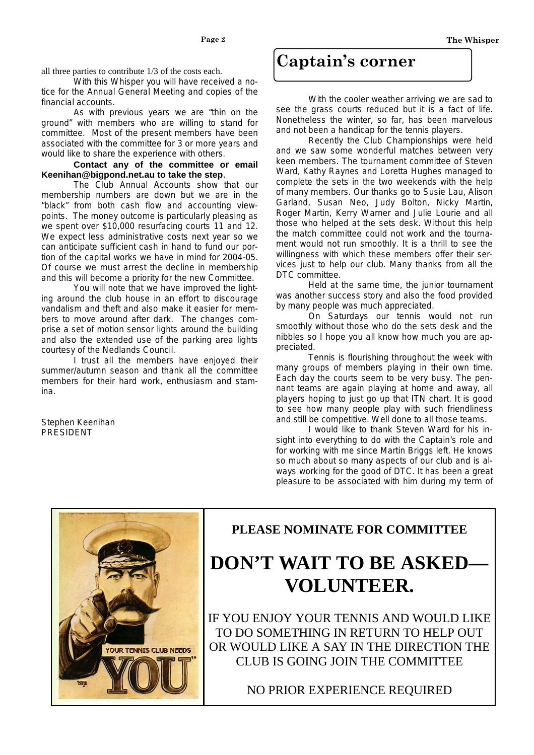all three parties to contribute 1/3 of the costs each.

With this Whisper you will have received a notice for the Annual General Meeting and copies of the financial accounts.

As with previous years we are "thin on the ground" with members who are willing to stand for committee. Most of the present members have been associated with the committee for 3 or more years and would like to share the experience with others.

**Contact any of the committee or email Keenihan@bigpond.net.au to take the step**.

The Club Annual Accounts show that our membership numbers are down but we are in the "black" from both cash flow and accounting viewpoints. The money outcome is particularly pleasing as we spent over $10,000 resurfacing courts 11 and 12. We expect less administrative costs next year so we can anticipate sufficient cash in hand to fund our portion of the capital works we have in mind for 2004-05. Of course we must arrest the decline in membership and this will become a priority for the new Committee.

You will note that we have improved the lighting around the club house in an effort to discourage vandalism and theft and also make it easier for members to move around after dark. The changes comprise a set of motion sensor lights around the building and also the extended use of the parking area lights courtesy of the Nedlands Council.

I trust all the members have enjoyed their summer/autumn season and thank all the committee members for their hard work, enthusiasm and stamina.

Stephen Keenihan
PRESIDENT

## Captain's corner

With the cooler weather arriving we are sad to see the grass courts reduced but it is a fact of life. Nonetheless the winter, so far, has been marvelous and not been a handicap for the tennis players.

Recently the Club Championships were held and we saw some wonderful matches between very keen members. The tournament committee of Steven Ward, Kathy Raynes and Loretta Hughes managed to complete the sets in the two weekends with the help of many members. Our thanks go to Susie Lau, Alison Garland, Susan Neo, Judy Bolton, Nicky Martin, Roger Martin, Kerry Warner and Julie Lourie and all those who helped at the sets desk. Without this help the match committee could not work and the tournament would not run smoothly. It is a thrill to see the willingness with which these members offer their services just to help our club. Many thanks from all the DTC committee.

Held at the same time, the junior tournament was another success story and also the food provided by many people was much appreciated.

On Saturdays our tennis would not run smoothly without those who do the sets desk and the nibbles so I hope you all know how much you are appreciated.

Tennis is flourishing throughout the week with many groups of members playing in their own time. Each day the courts seem to be very busy. The pennant teams are again playing at home and away, all players hoping to just go up that ITN chart. It is good to see how many people play with such friendliness and still be competitive. Well done to all those teams.

I would like to thank Steven Ward for his insight into everything to do with the Captain's role and for working with me since Martin Briggs left. He knows so much about so many aspects of our club and is always working for the good of DTC. It has been a great pleasure to be associated with him during my term of

---

**PLEASE NOMINATE FOR COMMITTEE**

# DON'T WAIT TO BE ASKED—VOLUNTEER.

IF YOU ENJOY YOUR TENNIS AND WOULD LIKE TO DO SOMETHING IN RETURN TO HELP OUT OR WOULD LIKE A SAY IN THE DIRECTION THE CLUB IS GOING JOIN THE COMMITTEE

NO PRIOR EXPERIENCE REQUIRED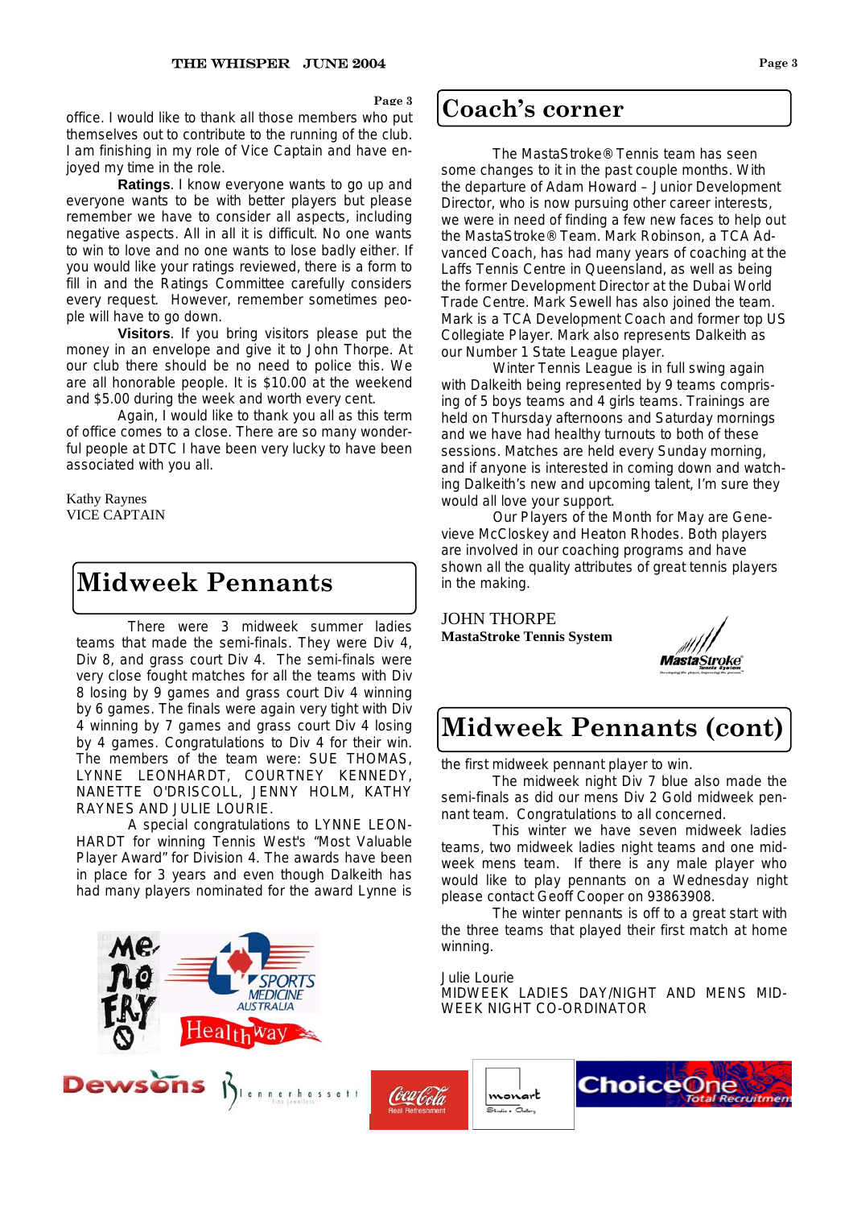office. I would like to thank all those members who put themselves out to contribute to the running of the club. I am finishing in my role of Vice Captain and have enjoyed my time in the role.

**Ratings**. I know everyone wants to go up and everyone wants to be with better players but please remember we have to consider all aspects, including negative aspects. All in all it is difficult. No one wants to win to love and no one wants to lose badly either. If you would like your ratings reviewed, there is a form to fill in and the Ratings Committee carefully considers every request. However, remember sometimes people will have to go down.

**Visitors**. If you bring visitors please put the money in an envelope and give it to John Thorpe. At our club there should be no need to police this. We are all honorable people. It is $10.00 at the weekend and $5.00 during the week and worth every cent.

Again, I would like to thank you all as this term of office comes to a close. There are so many wonderful people at DTC I have been very lucky to have been associated with you all.

Kathy Raynes
VICE CAPTAIN

# Midweek Pennants

There were 3 midweek summer ladies teams that made the semi-finals. They were Div 4, Div 8, and grass court Div 4. The semi-finals were very close fought matches for all the teams with Div 8 losing by 9 games and grass court Div 4 winning by 6 games. The finals were again very tight with Div 4 winning by 7 games and grass court Div 4 losing by 4 games. Congratulations to Div 4 for their win. The members of the team were: SUE THOMAS, LYNNE LEONHARDT, COURTNEY KENNEDY, NANETTE O'DRISCOLL, JENNY HOLM, KATHY RAYNES AND JULIE LOURIE.

A special congratulations to LYNNE LEONHARDT for winning Tennis West's "Most Valuable Player Award" for Division 4. The awards have been in place for 3 years and even though Dalkeith has had many players nominated for the award Lynne is

# Coach's corner

The MastaStroke® Tennis team has seen some changes to it in the past couple months. With the departure of Adam Howard – Junior Development Director, who is now pursuing other career interests, we were in need of finding a few new faces to help out the MastaStroke® Team. Mark Robinson, a TCA Advanced Coach, has had many years of coaching at the Laffs Tennis Centre in Queensland, as well as being the former Development Director at the Dubai World Trade Centre. Mark Sewell has also joined the team. Mark is a TCA Development Coach and former top US Collegiate Player. Mark also represents Dalkeith as our Number 1 State League player.

Winter Tennis League is in full swing again with Dalkeith being represented by 9 teams comprising of 5 boys teams and 4 girls teams. Trainings are held on Thursday afternoons and Saturday mornings and we have had healthy turnouts to both of these sessions. Matches are held every Sunday morning, and if anyone is interested in coming down and watching Dalkeith's new and upcoming talent, I'm sure they would all love your support.

Our Players of the Month for May are Genevieve McCloskey and Heaton Rhodes. Both players are involved in our coaching programs and have shown all the quality attributes of great tennis players in the making.

JOHN THORPE
**MastaStroke Tennis System**

# Midweek Pennants (cont)

the first midweek pennant player to win.

The midweek night Div 7 blue also made the semi-finals as did our mens Div 2 Gold midweek pennant team. Congratulations to all concerned.

This winter we have seven midweek ladies teams, two midweek ladies night teams and one midweek mens team. If there is any male player who would like to play pennants on a Wednesday night please contact Geoff Cooper on 93863908.

The winter pennants is off to a great start with the three teams that played their first match at home winning.

Julie Lourie
MIDWEEK LADIES DAY/NIGHT AND MENS MIDWEEK NIGHT CO-ORDINATOR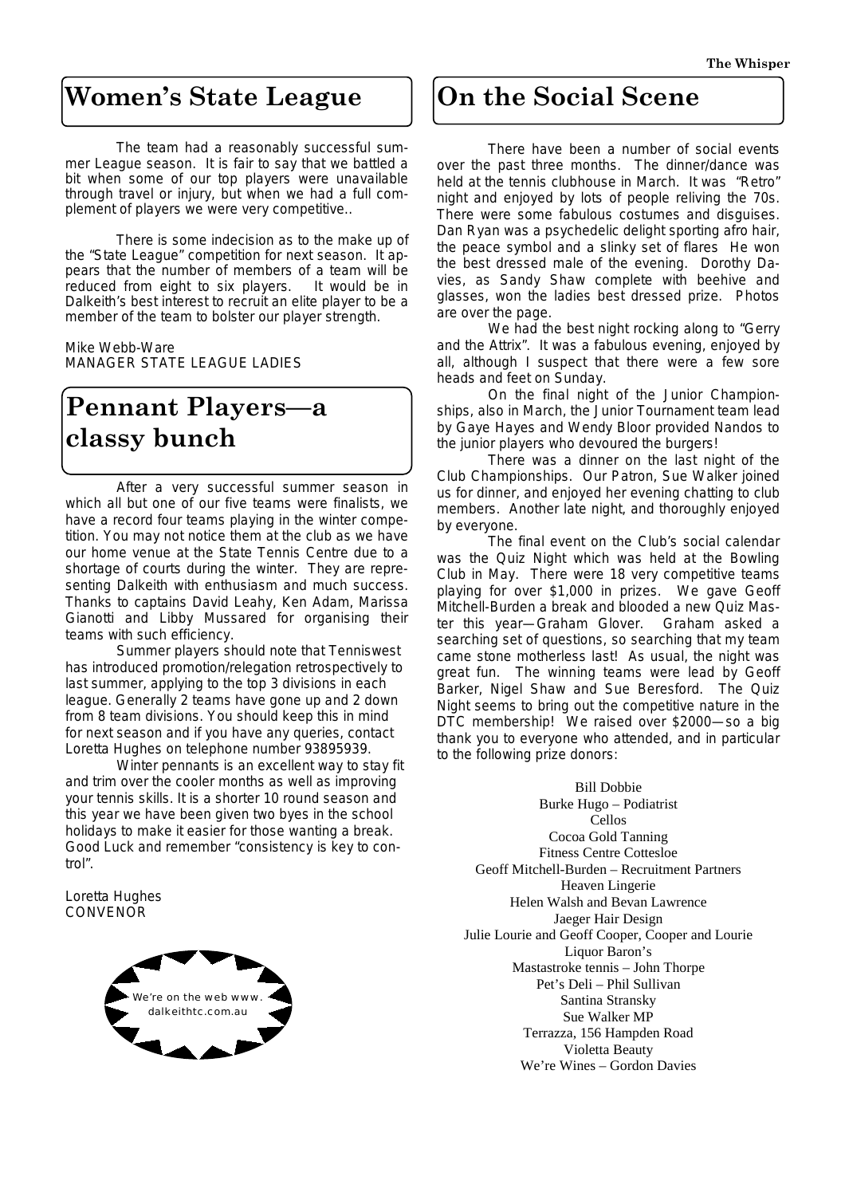## Women's State League

The team had a reasonably successful summer League season. It is fair to say that we battled a bit when some of our top players were unavailable through travel or injury, but when we had a full complement of players we were very competitive..

There is some indecision as to the make up of the "State League" competition for next season. It appears that the number of members of a team will be reduced from eight to six players. It would be in Dalkeith's best interest to recruit an elite player to be a member of the team to bolster our player strength.

Mike Webb-Ware
MANAGER STATE LEAGUE LADIES

## Pennant Players—a classy bunch

After a very successful summer season in which all but one of our five teams were finalists, we have a record four teams playing in the winter competition. You may not notice them at the club as we have our home venue at the State Tennis Centre due to a shortage of courts during the winter. They are representing Dalkeith with enthusiasm and much success. Thanks to captains David Leahy, Ken Adam, Marissa Gianotti and Libby Mussared for organising their teams with such efficiency.

Summer players should note that Tenniswest has introduced promotion/relegation retrospectively to last summer, applying to the top 3 divisions in each league. Generally 2 teams have gone up and 2 down from 8 team divisions. You should keep this in mind for next season and if you have any queries, contact Loretta Hughes on telephone number 93895939.

Winter pennants is an excellent way to stay fit and trim over the cooler months as well as improving your tennis skills. It is a shorter 10 round season and this year we have been given two byes in the school holidays to make it easier for those wanting a break. Good Luck and remember "consistency is key to control".

Loretta Hughes
CONVENOR

We're on the web www.dalkeithtc.com.au

## On the Social Scene

There have been a number of social events over the past three months. The dinner/dance was held at the tennis clubhouse in March. It was "Retro" night and enjoyed by lots of people reliving the 70s. There were some fabulous costumes and disguises. Dan Ryan was a psychedelic delight sporting afro hair, the peace symbol and a slinky set of flares He won the best dressed male of the evening. Dorothy Davies, as Sandy Shaw complete with beehive and glasses, won the ladies best dressed prize. Photos are over the page.

We had the best night rocking along to "Gerry and the Attrix". It was a fabulous evening, enjoyed by all, although I suspect that there were a few sore heads and feet on Sunday.

On the final night of the Junior Championships, also in March, the Junior Tournament team lead by Gaye Hayes and Wendy Bloor provided Nandos to the junior players who devoured the burgers!

There was a dinner on the last night of the Club Championships. Our Patron, Sue Walker joined us for dinner, and enjoyed her evening chatting to club members. Another late night, and thoroughly enjoyed by everyone.

The final event on the Club's social calendar was the Quiz Night which was held at the Bowling Club in May. There were 18 very competitive teams playing for over $1,000 in prizes. We gave Geoff Mitchell-Burden a break and blooded a new Quiz Master this year—Graham Glover. Graham asked a searching set of questions, so searching that my team came stone motherless last! As usual, the night was great fun. The winning teams were lead by Geoff Barker, Nigel Shaw and Sue Beresford. The Quiz Night seems to bring out the competitive nature in the DTC membership! We raised over $2000—so a big thank you to everyone who attended, and in particular to the following prize donors:

Bill Dobbie
Burke Hugo – Podiatrist
Cellos
Cocoa Gold Tanning
Fitness Centre Cottesloe
Geoff Mitchell-Burden – Recruitment Partners
Heaven Lingerie
Helen Walsh and Bevan Lawrence
Jaeger Hair Design
Julie Lourie and Geoff Cooper, Cooper and Lourie
Liquor Baron's
Mastastroke tennis – John Thorpe
Pet's Deli – Phil Sullivan
Santina Stransky
Sue Walker MP
Terrazza, 156 Hampden Road
Violetta Beauty
We're Wines – Gordon Davies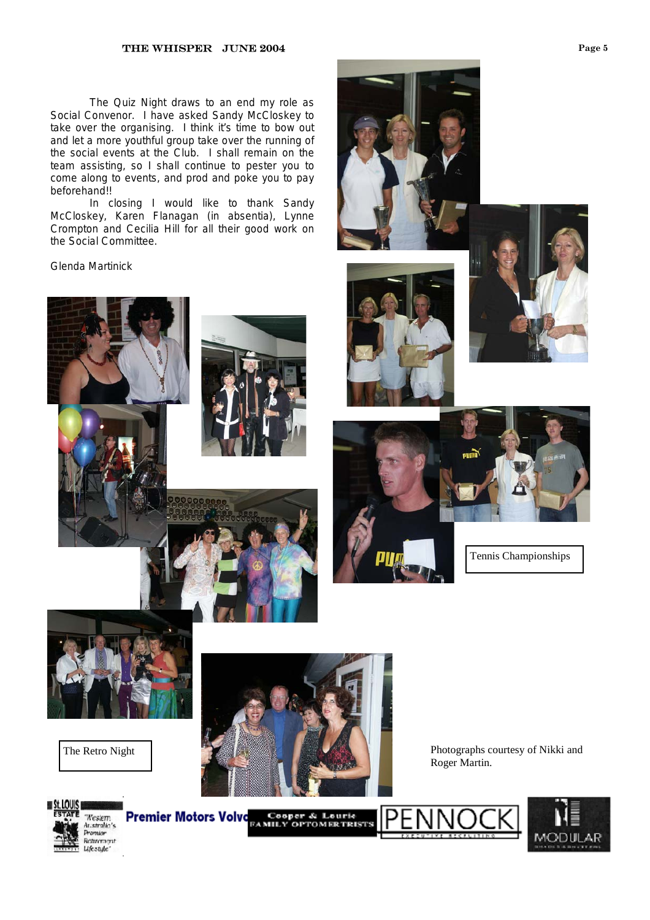The Quiz Night draws to an end my role as Social Convenor. I have asked Sandy McCloskey to take over the organising. I think it's time to bow out and let a more youthful group take over the running of the social events at the Club. I shall remain on the team assisting, so I shall continue to pester you to come along to events, and prod and poke you to pay beforehand!!

In closing I would like to thank Sandy McCloskey, Karen Flanagan (in absentia), Lynne Crompton and Cecilia Hill for all their good work on the Social Committee.

Glenda Martinick

Tennis Championships

The Retro Night

Photographs courtesy of Nikki and Roger Martin.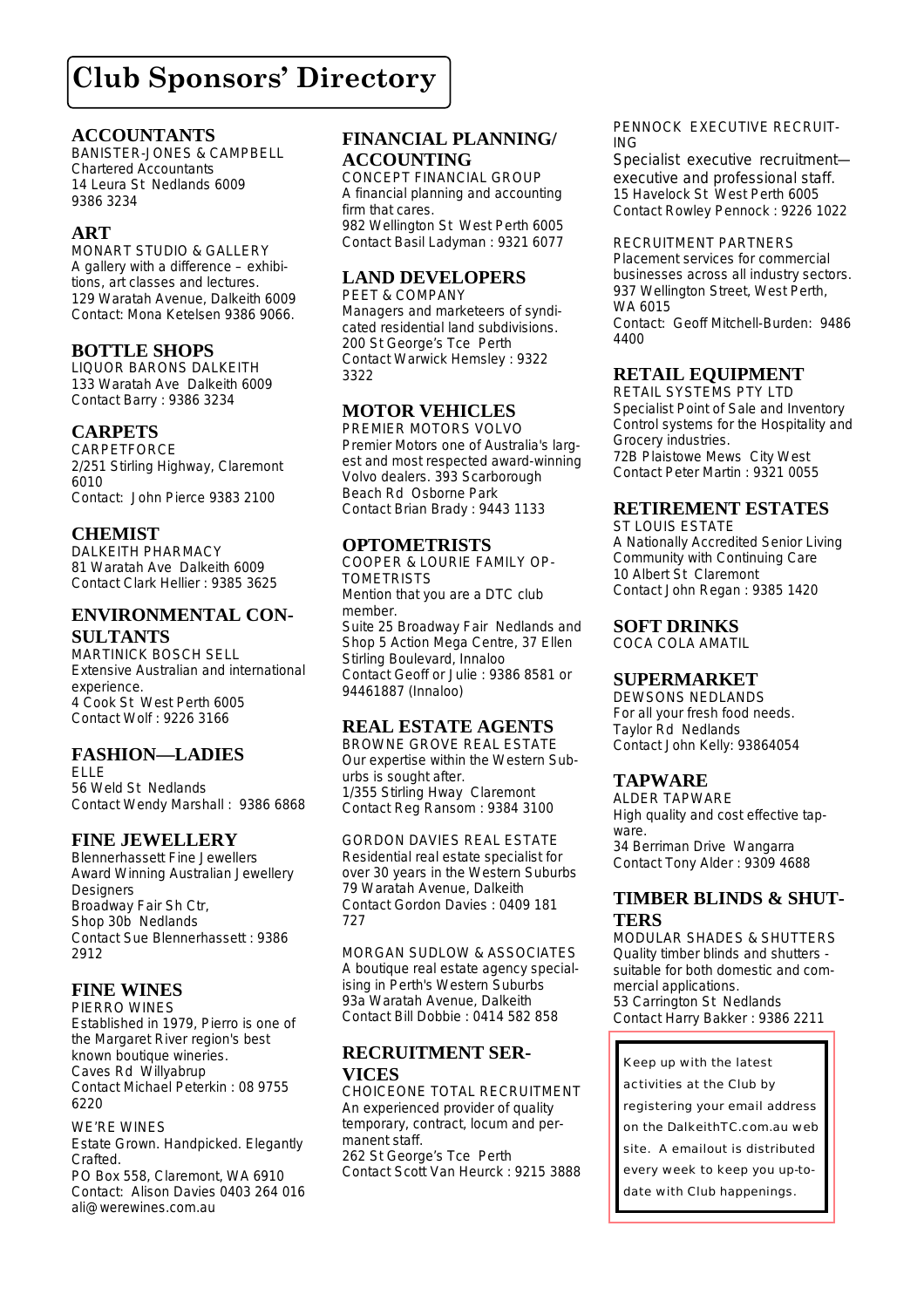# Club Sponsors' Directory

## ACCOUNTANTS

BANISTER-JONES & CAMPBELL
Chartered Accountants
14 Leura St Nedlands 6009
9386 3234

## ART

MONART STUDIO & GALLERY
A gallery with a difference – exhibitions, art classes and lectures.
129 Waratah Avenue, Dalkeith 6009
Contact: Mona Ketelsen 9386 9066.

## BOTTLE SHOPS

LIQUOR BARONS DALKEITH
133 Waratah Ave Dalkeith 6009
Contact Barry : 9386 3234

## CARPETS

CARPETFORCE
2/251 Stirling Highway, Claremont 6010
Contact: John Pierce 9383 2100

## CHEMIST

DALKEITH PHARMACY
81 Waratah Ave Dalkeith 6009
Contact Clark Hellier : 9385 3625

## ENVIRONMENTAL CONSULTANTS

MARTINICK BOSCH SELL
Extensive Australian and international experience.
4 Cook St West Perth 6005
Contact Wolf : 9226 3166

## FASHION—LADIES

ELLE
56 Weld St Nedlands
Contact Wendy Marshall : 9386 6868

## FINE JEWELLERY

Blennerhassett Fine Jewellers
Award Winning Australian Jewellery Designers
Broadway Fair Sh Ctr,
Shop 30b Nedlands
Contact Sue Blennerhassett : 9386 2912

## FINE WINES

PIERRO WINES
Established in 1979, Pierro is one of the Margaret River region's best known boutique wineries.
Caves Rd Willyabrup
Contact Michael Peterkin : 08 9755 6220

WE'RE WINES
Estate Grown. Handpicked. Elegantly Crafted.
PO Box 558, Claremont, WA 6910
Contact: Alison Davies 0403 264 016
ali@werewines.com.au

## FINANCIAL PLANNING/ ACCOUNTING

CONCEPT FINANCIAL GROUP
A financial planning and accounting firm that cares.
982 Wellington St West Perth 6005
Contact Basil Ladyman : 9321 6077

## LAND DEVELOPERS

PEET & COMPANY
Managers and marketeers of syndicated residential land subdivisions.
200 St George's Tce Perth
Contact Warwick Hemsley : 9322 3322

## MOTOR VEHICLES

PREMIER MOTORS VOLVO
Premier Motors one of Australia's largest and most respected award-winning Volvo dealers. 393 Scarborough Beach Rd Osborne Park
Contact Brian Brady : 9443 1133

## OPTOMETRISTS

COOPER & LOURIE FAMILY OPTOMETRISTS
Mention that you are a DTC club member.
Suite 25 Broadway Fair Nedlands and Shop 5 Action Mega Centre, 37 Ellen Stirling Boulevard, Innaloo
Contact Geoff or Julie : 9386 8581 or 94461887 (Innaloo)

## REAL ESTATE AGENTS

BROWNE GROVE REAL ESTATE
Our expertise within the Western Suburbs is sought after.
1/355 Stirling Hway Claremont
Contact Reg Ransom : 9384 3100

GORDON DAVIES REAL ESTATE
Residential real estate specialist for over 30 years in the Western Suburbs
79 Waratah Avenue, Dalkeith
Contact Gordon Davies : 0409 181 727

MORGAN SUDLOW & ASSOCIATES
A boutique real estate agency specialising in Perth's Western Suburbs
93a Waratah Avenue, Dalkeith
Contact Bill Dobbie : 0414 582 858

## RECRUITMENT SERVICES

CHOICEONE TOTAL RECRUITMENT
An experienced provider of quality temporary, contract, locum and permanent staff.
262 St George's Tce Perth
Contact Scott Van Heurck : 9215 3888

PENNOCK EXECUTIVE RECRUITING
Specialist executive recruitment—executive and professional staff.
15 Havelock St West Perth 6005
Contact Rowley Pennock : 9226 1022

RECRUITMENT PARTNERS
Placement services for commercial businesses across all industry sectors.
937 Wellington Street, West Perth, WA 6015
Contact: Geoff Mitchell-Burden: 9486 4400

## RETAIL EQUIPMENT

RETAIL SYSTEMS PTY LTD
Specialist Point of Sale and Inventory Control systems for the Hospitality and Grocery industries.
72B Plaistowe Mews City West
Contact Peter Martin : 9321 0055

## RETIREMENT ESTATES

ST LOUIS ESTATE
A Nationally Accredited Senior Living Community with Continuing Care
10 Albert St Claremont
Contact John Regan : 9385 1420

## SOFT DRINKS

COCA COLA AMATIL

## SUPERMARKET

DEWSONS NEDLANDS
For all your fresh food needs.
Taylor Rd Nedlands
Contact John Kelly: 93864054

## TAPWARE

ALDER TAPWARE
High quality and cost effective tapware.
34 Berriman Drive Wangarra
Contact Tony Alder : 9309 4688

## TIMBER BLINDS & SHUTTERS

MODULAR SHADES & SHUTTERS
Quality timber blinds and shutters - suitable for both domestic and commercial applications.
53 Carrington St Nedlands
Contact Harry Bakker : 9386 2211

Keep up with the latest activities at the Club by registering your email address on the DalkeithTC.com.au web site. A emailout is distributed every week to keep you up-to-date with Club happenings.